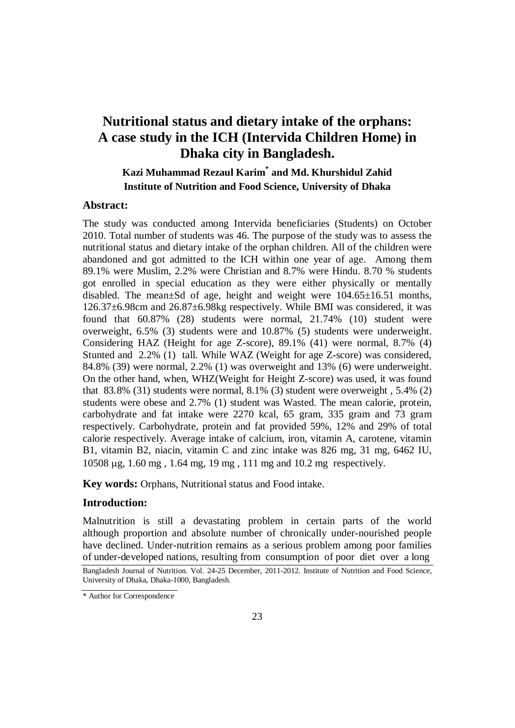# Nutritional status and dietary intake of the orphans: A case study in the ICH (Intervida Children Home) in Dhaka city in Bangladesh.

**Kazi Muhammad Rezaul Karim[*] and Md. Khurshidul Zahid**
**Institute of Nutrition and Food Science, University of Dhaka**

## Abstract:

The study was conducted among Intervida beneficiaries (Students) on October 2010. Total number of students was 46. The purpose of the study was to assess the nutritional status and dietary intake of the orphan children. All of the children were abandoned and got admitted to the ICH within one year of age. Among them 89.1% were Muslim, 2.2% were Christian and 8.7% were Hindu. 8.70 % students got enrolled in special education as they were either physically or mentally disabled. The mean±Sd of age, height and weight were 104.65±16.51 months, 126.37±6.98cm and 26.87±6.98kg respectively. While BMI was considered, it was found that 60.87% (28) students were normal, 21.74% (10) student were overweight, 6.5% (3) students were and 10.87% (5) students were underweight. Considering HAZ (Height for age Z-score), 89.1% (41) were normal, 8.7% (4) Stunted and 2.2% (1) tall. While WAZ (Weight for age Z-score) was considered, 84.8% (39) were normal, 2.2% (1) was overweight and 13% (6) were underweight. On the other hand, when, WHZ(Weight for Height Z-score) was used, it was found that 83.8% (31) students were normal, 8.1% (3) student were overweight , 5.4% (2) students were obese and 2.7% (1) student was Wasted. The mean calorie, protein, carbohydrate and fat intake were 2270 kcal, 65 gram, 335 gram and 73 gram respectively. Carbohydrate, protein and fat provided 59%, 12% and 29% of total calorie respectively. Average intake of calcium, iron, vitamin A, carotene, vitamin B1, vitamin B2, niacin, vitamin C and zinc intake was 826 mg, 31 mg, 6462 IU, 10508 μg, 1.60 mg , 1.64 mg, 19 mg , 111 mg and 10.2 mg respectively.

**Key words:** Orphans, Nutritional status and Food intake.

## Introduction:

Malnutrition is still a devastating problem in certain parts of the world although proportion and absolute number of chronically under-nourished people have declined. Under-nutrition remains as a serious problem among poor families of under-developed nations, resulting from consumption of poor diet over a long

Bangladesh Journal of Nutrition. Vol. 24-25 December, 2011-2012. Institute of Nutrition and Food Science, University of Dhaka, Dhaka-1000, Bangladesh.

\* Author for Correspondence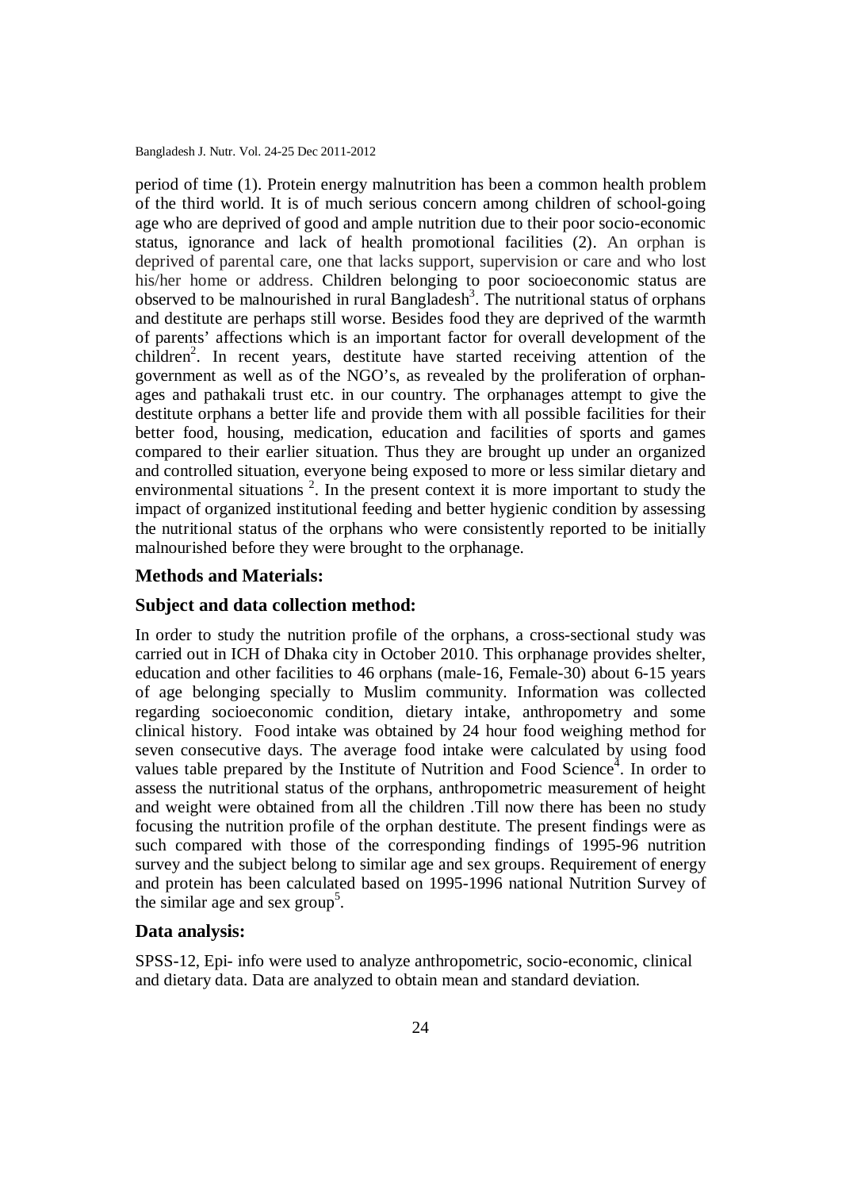period of time (1). Protein energy malnutrition has been a common health problem of the third world. It is of much serious concern among children of school-going age who are deprived of good and ample nutrition due to their poor socio-economic status, ignorance and lack of health promotional facilities (2). An orphan is deprived of parental care, one that lacks support, supervision or care and who lost his/her home or address. Children belonging to poor socioeconomic status are observed to be malnourished in rural Bangladesh[3]. The nutritional status of orphans and destitute are perhaps still worse. Besides food they are deprived of the warmth of parents' affections which is an important factor for overall development of the children[2]. In recent years, destitute have started receiving attention of the government as well as of the NGO's, as revealed by the proliferation of orphan-ages and pathakali trust etc. in our country. The orphanages attempt to give the destitute orphans a better life and provide them with all possible facilities for their better food, housing, medication, education and facilities of sports and games compared to their earlier situation. Thus they are brought up under an organized and controlled situation, everyone being exposed to more or less similar dietary and environmental situations [2]. In the present context it is more important to study the impact of organized institutional feeding and better hygienic condition by assessing the nutritional status of the orphans who were consistently reported to be initially malnourished before they were brought to the orphanage.

## Methods and Materials:

### Subject and data collection method:

In order to study the nutrition profile of the orphans, a cross-sectional study was carried out in ICH of Dhaka city in October 2010. This orphanage provides shelter, education and other facilities to 46 orphans (male-16, Female-30) about 6-15 years of age belonging specially to Muslim community. Information was collected regarding socioeconomic condition, dietary intake, anthropometry and some clinical history. Food intake was obtained by 24 hour food weighing method for seven consecutive days. The average food intake were calculated by using food values table prepared by the Institute of Nutrition and Food Science[4]. In order to assess the nutritional status of the orphans, anthropometric measurement of height and weight were obtained from all the children .Till now there has been no study focusing the nutrition profile of the orphan destitute. The present findings were as such compared with those of the corresponding findings of 1995-96 nutrition survey and the subject belong to similar age and sex groups. Requirement of energy and protein has been calculated based on 1995-1996 national Nutrition Survey of the similar age and sex group[5].

### Data analysis:

SPSS-12, Epi- info were used to analyze anthropometric, socio-economic, clinical and dietary data. Data are analyzed to obtain mean and standard deviation.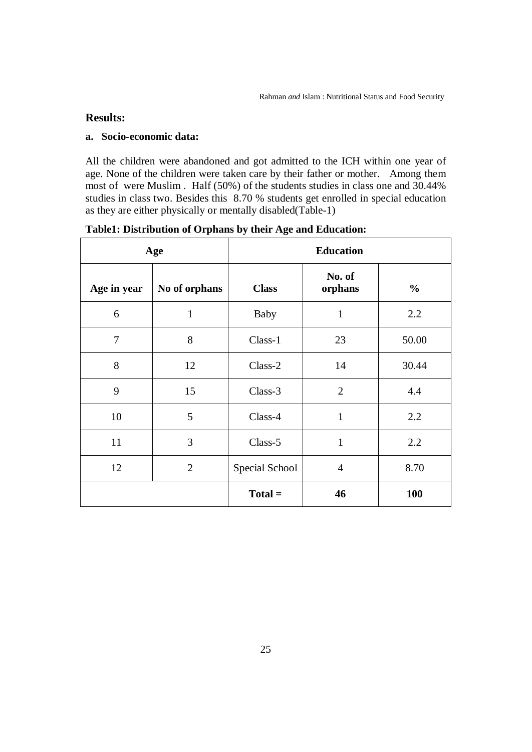## Results:

### a. Socio-economic data:

All the children were abandoned and got admitted to the ICH within one year of age. None of the children were taken care by their father or mother. Among them most of were Muslim . Half (50%) of the students studies in class one and 30.44% studies in class two. Besides this 8.70 % students get enrolled in special education as they are either physically or mentally disabled(Table-1)

**Table1: Distribution of Orphans by their Age and Education:**

| Age | | Education | | |
|---|---|---|---|---|
| **Age in year** | **No of orphans** | **Class** | **No. of orphans** | **%** |
| 6 | 1 | Baby | 1 | 2.2 |
| 7 | 8 | Class-1 | 23 | 50.00 |
| 8 | 12 | Class-2 | 14 | 30.44 |
| 9 | 15 | Class-3 | 2 | 4.4 |
| 10 | 5 | Class-4 | 1 | 2.2 |
| 11 | 3 | Class-5 | 1 | 2.2 |
| 12 | 2 | Special School | 4 | 8.70 |
| | | **Total =** | **46** | **100** |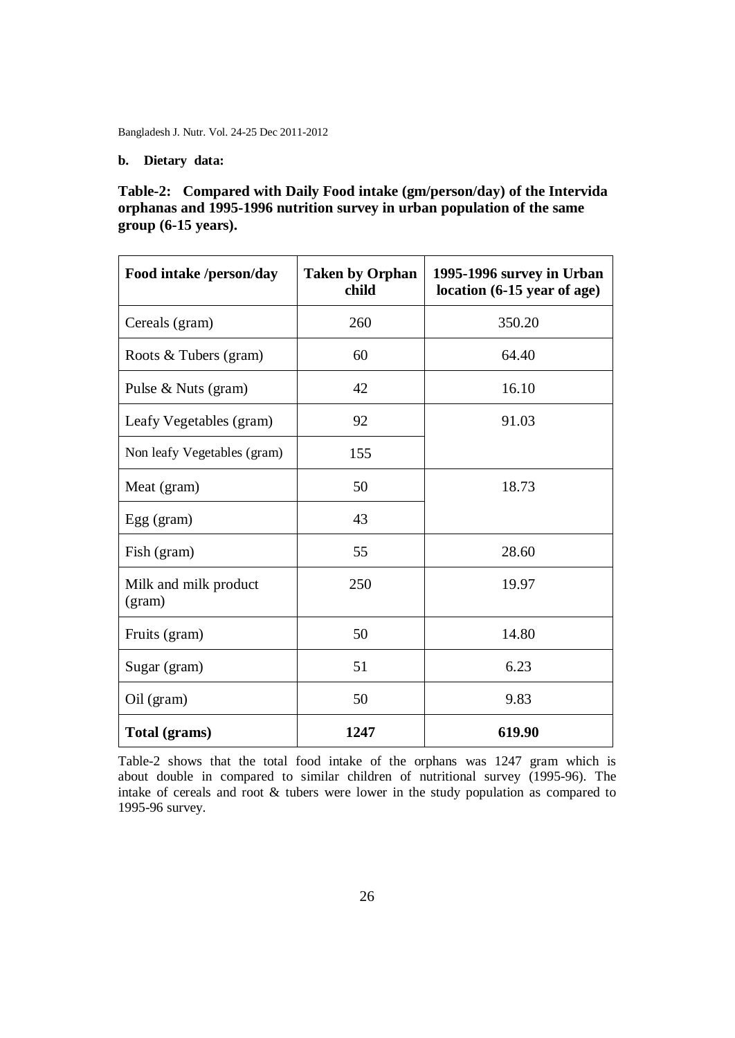**b. Dietary data:**

**Table-2: Compared with Daily Food intake (gm/person/day) of the Intervida orphanas and 1995-1996 nutrition survey in urban population of the same group (6-15 years).**

| Food intake /person/day | Taken by Orphan child | 1995-1996 survey in Urban location (6-15 year of age) |
|---|---|---|
| Cereals (gram) | 260 | 350.20 |
| Roots & Tubers (gram) | 60 | 64.40 |
| Pulse & Nuts (gram) | 42 | 16.10 |
| Leafy Vegetables (gram) | 92 | 91.03 |
| Non leafy Vegetables (gram) | 155 | |
| Meat (gram) | 50 | 18.73 |
| Egg (gram) | 43 | |
| Fish (gram) | 55 | 28.60 |
| Milk and milk product (gram) | 250 | 19.97 |
| Fruits (gram) | 50 | 14.80 |
| Sugar (gram) | 51 | 6.23 |
| Oil (gram) | 50 | 9.83 |
| **Total (grams)** | **1247** | **619.90** |

Table-2 shows that the total food intake of the orphans was 1247 gram which is about double in compared to similar children of nutritional survey (1995-96). The intake of cereals and root & tubers were lower in the study population as compared to 1995-96 survey.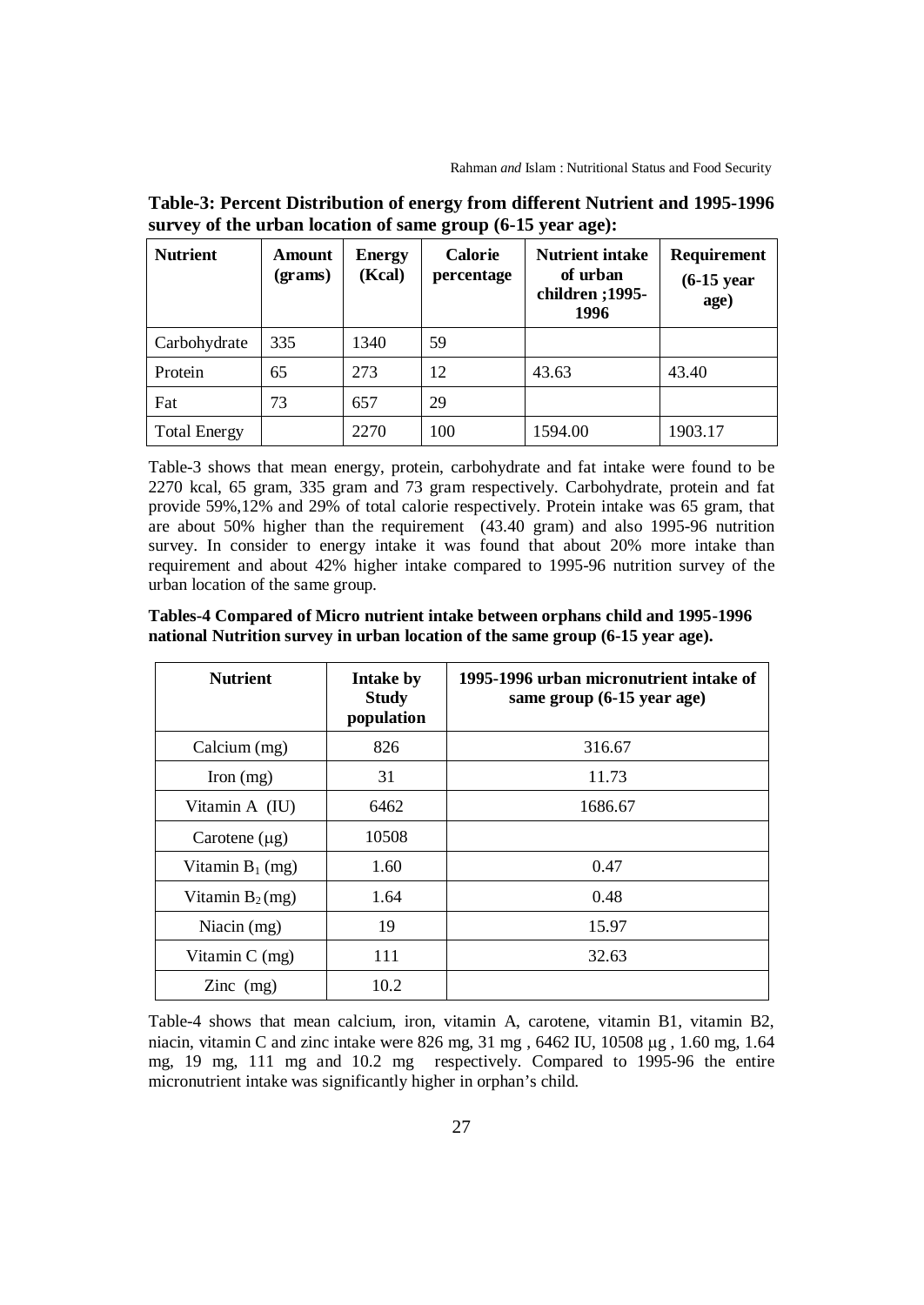**Table-3: Percent Distribution of energy from different Nutrient and 1995-1996 survey of the urban location of same group (6-15 year age):**

| Nutrient | Amount (grams) | Energy (Kcal) | Calorie percentage | Nutrient intake of urban children ;1995-1996 | Requirement (6-15 year age) |
|---|---|---|---|---|---|
| Carbohydrate | 335 | 1340 | 59 | | |
| Protein | 65 | 273 | 12 | 43.63 | 43.40 |
| Fat | 73 | 657 | 29 | | |
| Total Energy | | 2270 | 100 | 1594.00 | 1903.17 |

Table-3 shows that mean energy, protein, carbohydrate and fat intake were found to be 2270 kcal, 65 gram, 335 gram and 73 gram respectively. Carbohydrate, protein and fat provide 59%,12% and 29% of total calorie respectively. Protein intake was 65 gram, that are about 50% higher than the requirement (43.40 gram) and also 1995-96 nutrition survey. In consider to energy intake it was found that about 20% more intake than requirement and about 42% higher intake compared to 1995-96 nutrition survey of the urban location of the same group.

**Tables-4 Compared of Micro nutrient intake between orphans child and 1995-1996 national Nutrition survey in urban location of the same group (6-15 year age).**

| Nutrient | Intake by Study population | 1995-1996 urban micronutrient intake of same group (6-15 year age) |
|---|---|---|
| Calcium (mg) | 826 | 316.67 |
| Iron (mg) | 31 | 11.73 |
| Vitamin A (IU) | 6462 | 1686.67 |
| Carotene (μg) | 10508 | |
| Vitamin $B_1$ (mg) | 1.60 | 0.47 |
| Vitamin $B_2$ (mg) | 1.64 | 0.48 |
| Niacin (mg) | 19 | 15.97 |
| Vitamin C (mg) | 111 | 32.63 |
| Zinc (mg) | 10.2 | |

Table-4 shows that mean calcium, iron, vitamin A, carotene, vitamin B1, vitamin B2, niacin, vitamin C and zinc intake were 826 mg, 31 mg , 6462 IU, 10508 μg , 1.60 mg, 1.64 mg, 19 mg, 111 mg and 10.2 mg respectively. Compared to 1995-96 the entire micronutrient intake was significantly higher in orphan's child.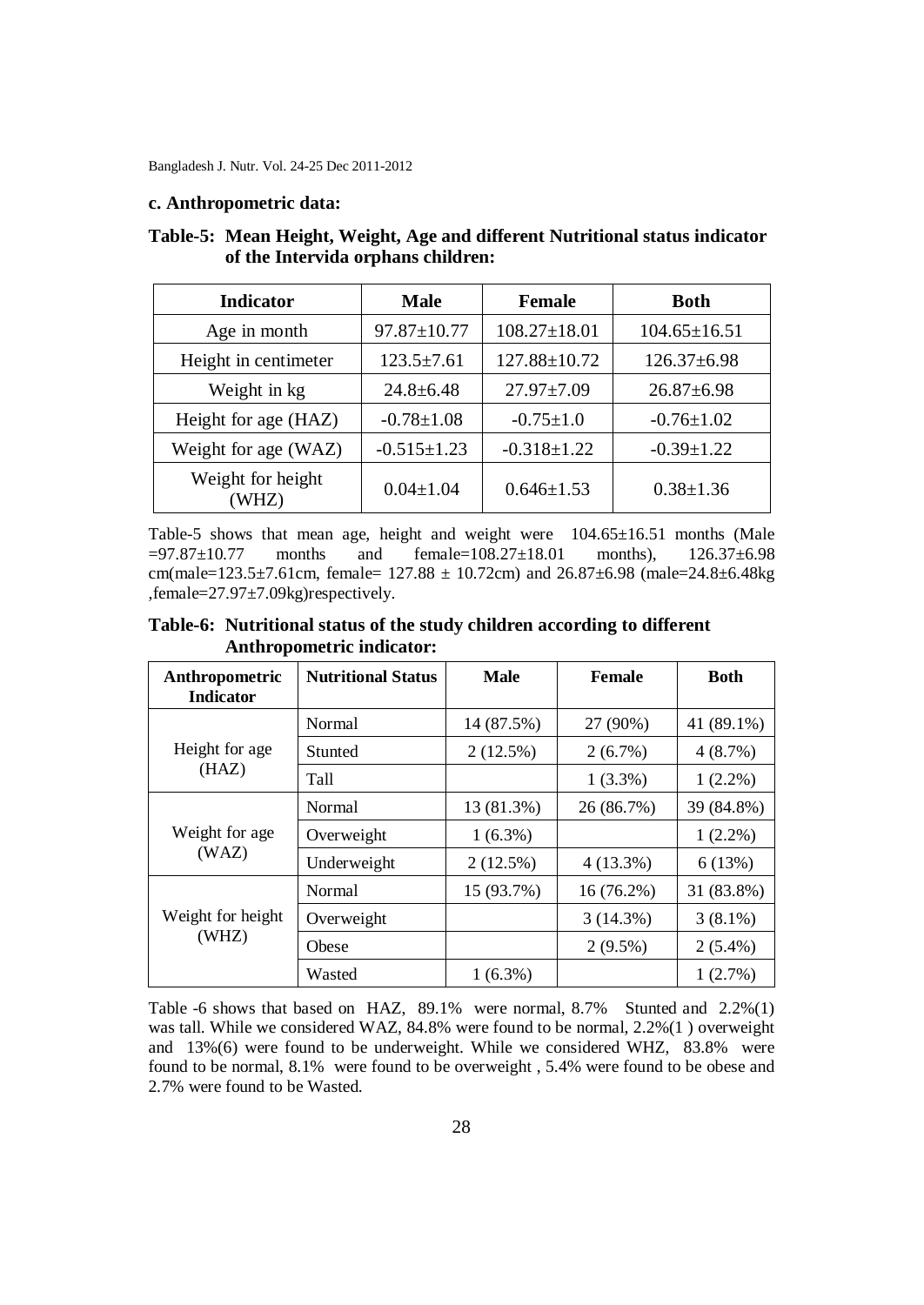### c. Anthropometric data:

**Table-5: Mean Height, Weight, Age and different Nutritional status indicator of the Intervida orphans children:**

| Indicator | Male | Female | Both |
|---|---|---|---|
| Age in month | 97.87±10.77 | 108.27±18.01 | 104.65±16.51 |
| Height in centimeter | 123.5±7.61 | 127.88±10.72 | 126.37±6.98 |
| Weight in kg | 24.8±6.48 | 27.97±7.09 | 26.87±6.98 |
| Height for age (HAZ) | -0.78±1.08 | -0.75±1.0 | -0.76±1.02 |
| Weight for age (WAZ) | -0.515±1.23 | -0.318±1.22 | -0.39±1.22 |
| Weight for height (WHZ) | 0.04±1.04 | 0.646±1.53 | 0.38±1.36 |

Table-5 shows that mean age, height and weight were 104.65±16.51 months (Male =97.87±10.77 months and female=108.27±18.01 months), 126.37±6.98 cm(male=123.5±7.61cm, female= 127.88 ± 10.72cm) and 26.87±6.98 (male=24.8±6.48kg ,female=27.97±7.09kg)respectively.

**Table-6: Nutritional status of the study children according to different Anthropometric indicator:**

| Anthropometric Indicator | Nutritional Status | Male | Female | Both |
|---|---|---|---|---|
| Height for age (HAZ) | Normal | 14 (87.5%) | 27 (90%) | 41 (89.1%) |
| | Stunted | 2 (12.5%) | 2 (6.7%) | 4 (8.7%) |
| | Tall | | 1 (3.3%) | 1 (2.2%) |
| Weight for age (WAZ) | Normal | 13 (81.3%) | 26 (86.7%) | 39 (84.8%) |
| | Overweight | 1 (6.3%) | | 1 (2.2%) |
| | Underweight | 2 (12.5%) | 4 (13.3%) | 6 (13%) |
| Weight for height (WHZ) | Normal | 15 (93.7%) | 16 (76.2%) | 31 (83.8%) |
| | Overweight | | 3 (14.3%) | 3 (8.1%) |
| | Obese | | 2 (9.5%) | 2 (5.4%) |
| | Wasted | 1 (6.3%) | | 1 (2.7%) |

Table -6 shows that based on HAZ, 89.1% were normal, 8.7% Stunted and 2.2%(1) was tall. While we considered WAZ, 84.8% were found to be normal, 2.2%(1 ) overweight and 13%(6) were found to be underweight. While we considered WHZ, 83.8% were found to be normal, 8.1% were found to be overweight , 5.4% were found to be obese and 2.7% were found to be Wasted.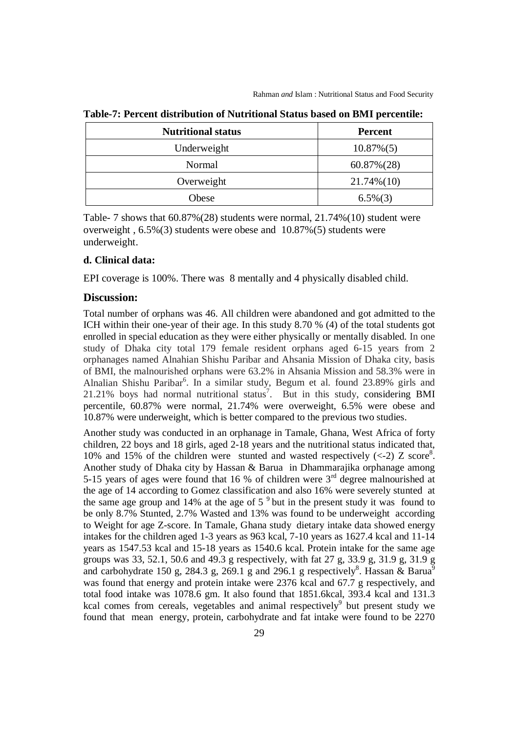**Table-7: Percent distribution of Nutritional Status based on BMI percentile:**

| Nutritional status | Percent |
|---|---|
| Underweight | 10.87%(5) |
| Normal | 60.87%(28) |
| Overweight | 21.74%(10) |
| Obese | 6.5%(3) |

Table- 7 shows that 60.87%(28) students were normal, 21.74%(10) student were overweight , 6.5%(3) students were obese and 10.87%(5) students were underweight.

### d. Clinical data:

EPI coverage is 100%. There was 8 mentally and 4 physically disabled child.

## Discussion:

Total number of orphans was 46. All children were abandoned and got admitted to the ICH within their one-year of their age. In this study 8.70 % (4) of the total students got enrolled in special education as they were either physically or mentally disabled. In one study of Dhaka city total 179 female resident orphans aged 6-15 years from 2 orphanages named Alnahian Shishu Paribar and Ahsania Mission of Dhaka city, basis of BMI, the malnourished orphans were 63.2% in Ahsania Mission and 58.3% were in Alnalian Shishu Paribar[6]. In a similar study, Begum et al. found 23.89% girls and 21.21% boys had normal nutritional status[7]. But in this study, considering BMI percentile, 60.87% were normal, 21.74% were overweight, 6.5% were obese and 10.87% were underweight, which is better compared to the previous two studies.

Another study was conducted in an orphanage in Tamale, Ghana, West Africa of forty children, 22 boys and 18 girls, aged 2-18 years and the nutritional status indicated that, 10% and 15% of the children were stunted and wasted respectively (<-2) Z score[8]. Another study of Dhaka city by Hassan & Barua in Dhammarajika orphanage among 5-15 years of ages were found that 16 % of children were 3rd degree malnourished at the age of 14 according to Gomez classification and also 16% were severely stunted at the same age group and 14% at the age of 5 [9] but in the present study it was found to be only 8.7% Stunted, 2.7% Wasted and 13% was found to be underweight according to Weight for age Z-score. In Tamale, Ghana study dietary intake data showed energy intakes for the children aged 1-3 years as 963 kcal, 7-10 years as 1627.4 kcal and 11-14 years as 1547.53 kcal and 15-18 years as 1540.6 kcal. Protein intake for the same age groups was 33, 52.1, 50.6 and 49.3 g respectively, with fat 27 g, 33.9 g, 31.9 g, 31.9 g and carbohydrate 150 g, 284.3 g, 269.1 g and 296.1 g respectively[8]. Hassan & Barua[9] was found that energy and protein intake were 2376 kcal and 67.7 g respectively, and total food intake was 1078.6 gm. It also found that 1851.6kcal, 393.4 kcal and 131.3 kcal comes from cereals, vegetables and animal respectively[9] but present study we found that mean energy, protein, carbohydrate and fat intake were found to be 2270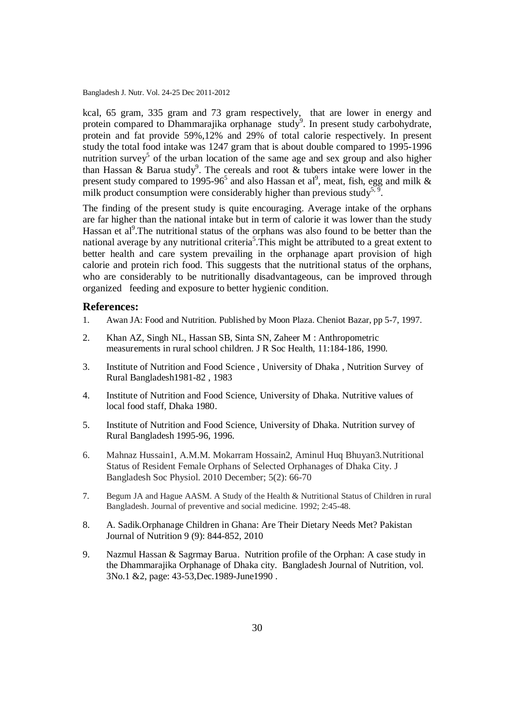kcal, 65 gram, 335 gram and 73 gram respectively, that are lower in energy and protein compared to Dhammarajika orphanage study[9]. In present study carbohydrate, protein and fat provide 59%,12% and 29% of total calorie respectively. In present study the total food intake was 1247 gram that is about double compared to 1995-1996 nutrition survey[5] of the urban location of the same age and sex group and also higher than Hassan & Barua study[9]. The cereals and root & tubers intake were lower in the present study compared to 1995-96[5] and also Hassan et al[9], meat, fish, egg and milk & milk product consumption were considerably higher than previous study[5, 9].

The finding of the present study is quite encouraging. Average intake of the orphans are far higher than the national intake but in term of calorie it was lower than the study Hassan et al[9].The nutritional status of the orphans was also found to be better than the national average by any nutritional criteria[5].This might be attributed to a great extent to better health and care system prevailing in the orphanage apart provision of high calorie and protein rich food. This suggests that the nutritional status of the orphans, who are considerably to be nutritionally disadvantageous, can be improved through organized feeding and exposure to better hygienic condition.

## References:

1. Awan JA: Food and Nutrition. Published by Moon Plaza. Cheniot Bazar, pp 5-7, 1997.
2. Khan AZ, Singh NL, Hassan SB, Sinta SN, Zaheer M : Anthropometric measurements in rural school children. J R Soc Health, 11:184-186, 1990.
3. Institute of Nutrition and Food Science , University of Dhaka , Nutrition Survey of Rural Bangladesh1981-82 , 1983
4. Institute of Nutrition and Food Science, University of Dhaka. Nutritive values of local food staff, Dhaka 1980.
5. Institute of Nutrition and Food Science, University of Dhaka. Nutrition survey of Rural Bangladesh 1995-96, 1996.
6. Mahnaz Hussain1, A.M.M. Mokarram Hossain2, Aminul Huq Bhuyan3.Nutritional Status of Resident Female Orphans of Selected Orphanages of Dhaka City. J Bangladesh Soc Physiol. 2010 December; 5(2): 66-70
7. Begum JA and Hague AASM. A Study of the Health & Nutritional Status of Children in rural Bangladesh. Journal of preventive and social medicine. 1992; 2:45-48.
8. A. Sadik.Orphanage Children in Ghana: Are Their Dietary Needs Met? Pakistan Journal of Nutrition 9 (9): 844-852, 2010
9. Nazmul Hassan & Sagrmay Barua. Nutrition profile of the Orphan: A case study in the Dhammarajika Orphanage of Dhaka city. Bangladesh Journal of Nutrition, vol. 3No.1 &2, page: 43-53,Dec.1989-June1990 .